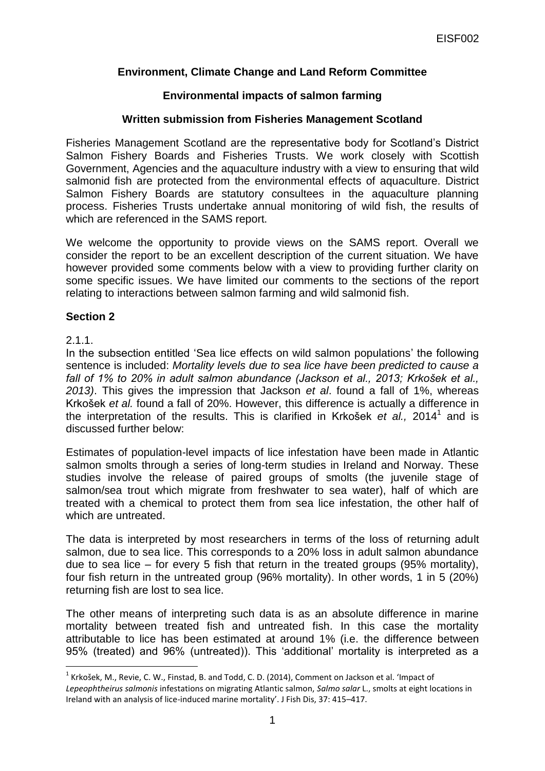EISF002

**Environment, Climate Change and Land Reform Committee**

**Environmental impacts of salmon farming**

**Written submission from Fisheries Management Scotland**

Fisheries Management Scotland are the representative body for Scotland's District Salmon Fishery Boards and Fisheries Trusts. We work closely with Scottish Government, Agencies and the aquaculture industry with a view to ensuring that wild salmonid fish are protected from the environmental effects of aquaculture. District Salmon Fishery Boards are statutory consultees in the aquaculture planning process. Fisheries Trusts undertake annual monitoring of wild fish, the results of which are referenced in the SAMS report.

We welcome the opportunity to provide views on the SAMS report. Overall we consider the report to be an excellent description of the current situation. We have however provided some comments below with a view to providing further clarity on some specific issues. We have limited our comments to the sections of the report relating to interactions between salmon farming and wild salmonid fish.

## Section 2

2.1.1.

In the subsection entitled 'Sea lice effects on wild salmon populations' the following sentence is included: *Mortality levels due to sea lice have been predicted to cause a fall of 1% to 20% in adult salmon abundance (Jackson et al., 2013; Krkošek et al., 2013)*. This gives the impression that Jackson *et al*. found a fall of 1%, whereas Krkošek *et al.* found a fall of 20%. However, this difference is actually a difference in the interpretation of the results. This is clarified in Krkošek *et al.,* 2014[1] and is discussed further below:

Estimates of population-level impacts of lice infestation have been made in Atlantic salmon smolts through a series of long-term studies in Ireland and Norway. These studies involve the release of paired groups of smolts (the juvenile stage of salmon/sea trout which migrate from freshwater to sea water), half of which are treated with a chemical to protect them from sea lice infestation, the other half of which are untreated.

The data is interpreted by most researchers in terms of the loss of returning adult salmon, due to sea lice. This corresponds to a 20% loss in adult salmon abundance due to sea lice – for every 5 fish that return in the treated groups (95% mortality), four fish return in the untreated group (96% mortality). In other words, 1 in 5 (20%) returning fish are lost to sea lice.

The other means of interpreting such data is as an absolute difference in marine mortality between treated fish and untreated fish. In this case the mortality attributable to lice has been estimated at around 1% (i.e. the difference between 95% (treated) and 96% (untreated)). This 'additional' mortality is interpreted as a

[1] Krkošek, M., Revie, C. W., Finstad, B. and Todd, C. D. (2014), Comment on Jackson et al. 'Impact of *Lepeophtheirus salmonis* infestations on migrating Atlantic salmon, *Salmo salar* L., smolts at eight locations in Ireland with an analysis of lice-induced marine mortality'. J Fish Dis, 37: 415–417.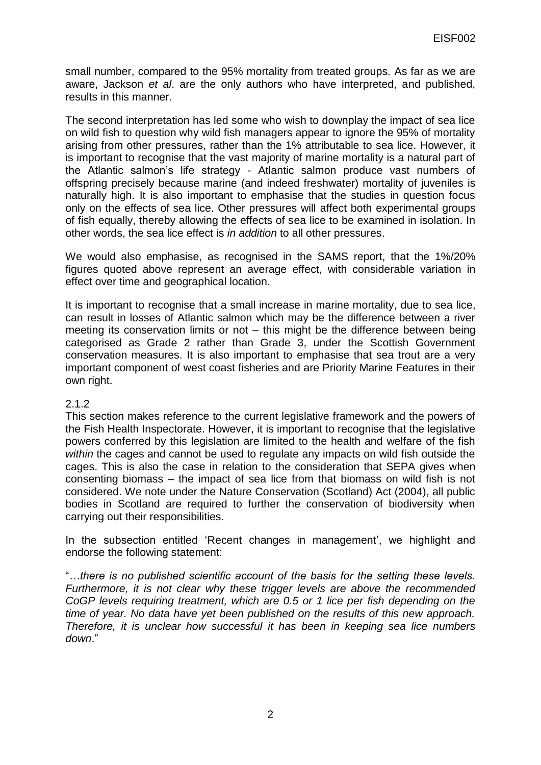small number, compared to the 95% mortality from treated groups. As far as we are aware, Jackson *et al*. are the only authors who have interpreted, and published, results in this manner.

The second interpretation has led some who wish to downplay the impact of sea lice on wild fish to question why wild fish managers appear to ignore the 95% of mortality arising from other pressures, rather than the 1% attributable to sea lice. However, it is important to recognise that the vast majority of marine mortality is a natural part of the Atlantic salmon's life strategy - Atlantic salmon produce vast numbers of offspring precisely because marine (and indeed freshwater) mortality of juveniles is naturally high. It is also important to emphasise that the studies in question focus only on the effects of sea lice. Other pressures will affect both experimental groups of fish equally, thereby allowing the effects of sea lice to be examined in isolation. In other words, the sea lice effect is *in addition* to all other pressures.

We would also emphasise, as recognised in the SAMS report, that the 1%/20% figures quoted above represent an average effect, with considerable variation in effect over time and geographical location.

It is important to recognise that a small increase in marine mortality, due to sea lice, can result in losses of Atlantic salmon which may be the difference between a river meeting its conservation limits or not – this might be the difference between being categorised as Grade 2 rather than Grade 3, under the Scottish Government conservation measures. It is also important to emphasise that sea trout are a very important component of west coast fisheries and are Priority Marine Features in their own right.

2.1.2

This section makes reference to the current legislative framework and the powers of the Fish Health Inspectorate. However, it is important to recognise that the legislative powers conferred by this legislation are limited to the health and welfare of the fish *within* the cages and cannot be used to regulate any impacts on wild fish outside the cages. This is also the case in relation to the consideration that SEPA gives when consenting biomass – the impact of sea lice from that biomass on wild fish is not considered. We note under the Nature Conservation (Scotland) Act (2004), all public bodies in Scotland are required to further the conservation of biodiversity when carrying out their responsibilities.

In the subsection entitled 'Recent changes in management', we highlight and endorse the following statement:

"*…there is no published scientific account of the basis for the setting these levels. Furthermore, it is not clear why these trigger levels are above the recommended CoGP levels requiring treatment, which are 0.5 or 1 lice per fish depending on the time of year. No data have yet been published on the results of this new approach. Therefore, it is unclear how successful it has been in keeping sea lice numbers down*."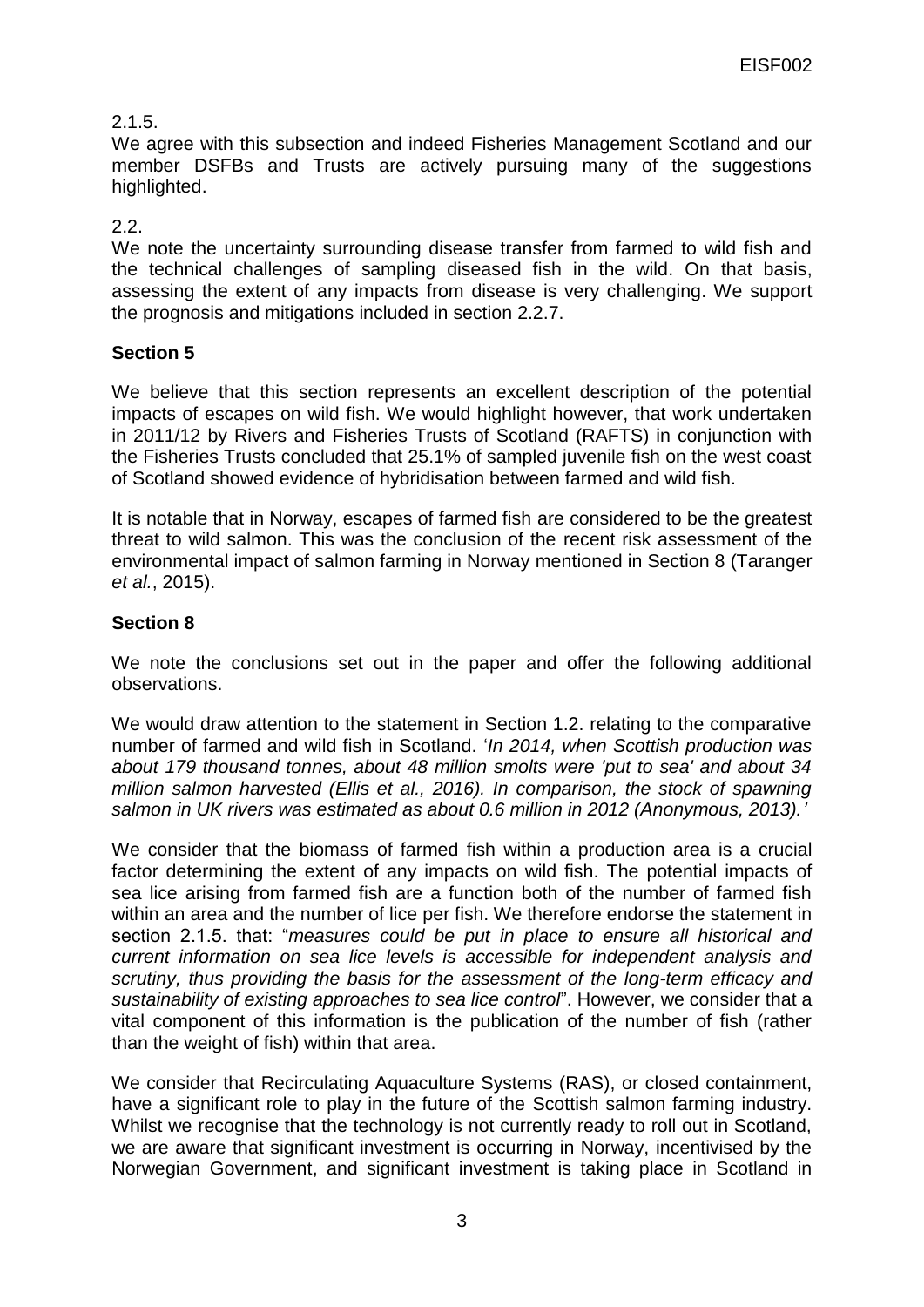2.1.5.

We agree with this subsection and indeed Fisheries Management Scotland and our member DSFBs and Trusts are actively pursuing many of the suggestions highlighted.

2.2.

We note the uncertainty surrounding disease transfer from farmed to wild fish and the technical challenges of sampling diseased fish in the wild. On that basis, assessing the extent of any impacts from disease is very challenging. We support the prognosis and mitigations included in section 2.2.7.

## Section 5

We believe that this section represents an excellent description of the potential impacts of escapes on wild fish. We would highlight however, that work undertaken in 2011/12 by Rivers and Fisheries Trusts of Scotland (RAFTS) in conjunction with the Fisheries Trusts concluded that 25.1% of sampled juvenile fish on the west coast of Scotland showed evidence of hybridisation between farmed and wild fish.

It is notable that in Norway, escapes of farmed fish are considered to be the greatest threat to wild salmon. This was the conclusion of the recent risk assessment of the environmental impact of salmon farming in Norway mentioned in Section 8 (Taranger *et al.*, 2015).

## Section 8

We note the conclusions set out in the paper and offer the following additional observations.

We would draw attention to the statement in Section 1.2. relating to the comparative number of farmed and wild fish in Scotland. '*In 2014, when Scottish production was about 179 thousand tonnes, about 48 million smolts were 'put to sea' and about 34 million salmon harvested (Ellis et al., 2016). In comparison, the stock of spawning salmon in UK rivers was estimated as about 0.6 million in 2012 (Anonymous, 2013).*'

We consider that the biomass of farmed fish within a production area is a crucial factor determining the extent of any impacts on wild fish. The potential impacts of sea lice arising from farmed fish are a function both of the number of farmed fish within an area and the number of lice per fish. We therefore endorse the statement in section 2.1.5. that: "*measures could be put in place to ensure all historical and current information on sea lice levels is accessible for independent analysis and scrutiny, thus providing the basis for the assessment of the long-term efficacy and sustainability of existing approaches to sea lice control*". However, we consider that a vital component of this information is the publication of the number of fish (rather than the weight of fish) within that area.

We consider that Recirculating Aquaculture Systems (RAS), or closed containment, have a significant role to play in the future of the Scottish salmon farming industry. Whilst we recognise that the technology is not currently ready to roll out in Scotland, we are aware that significant investment is occurring in Norway, incentivised by the Norwegian Government, and significant investment is taking place in Scotland in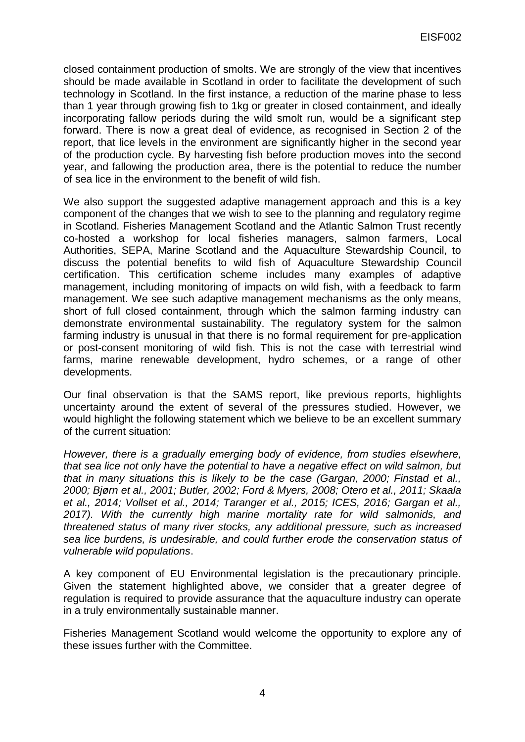closed containment production of smolts. We are strongly of the view that incentives should be made available in Scotland in order to facilitate the development of such technology in Scotland. In the first instance, a reduction of the marine phase to less than 1 year through growing fish to 1kg or greater in closed containment, and ideally incorporating fallow periods during the wild smolt run, would be a significant step forward. There is now a great deal of evidence, as recognised in Section 2 of the report, that lice levels in the environment are significantly higher in the second year of the production cycle. By harvesting fish before production moves into the second year, and fallowing the production area, there is the potential to reduce the number of sea lice in the environment to the benefit of wild fish.

We also support the suggested adaptive management approach and this is a key component of the changes that we wish to see to the planning and regulatory regime in Scotland. Fisheries Management Scotland and the Atlantic Salmon Trust recently co-hosted a workshop for local fisheries managers, salmon farmers, Local Authorities, SEPA, Marine Scotland and the Aquaculture Stewardship Council, to discuss the potential benefits to wild fish of Aquaculture Stewardship Council certification. This certification scheme includes many examples of adaptive management, including monitoring of impacts on wild fish, with a feedback to farm management. We see such adaptive management mechanisms as the only means, short of full closed containment, through which the salmon farming industry can demonstrate environmental sustainability. The regulatory system for the salmon farming industry is unusual in that there is no formal requirement for pre-application or post-consent monitoring of wild fish. This is not the case with terrestrial wind farms, marine renewable development, hydro schemes, or a range of other developments.

Our final observation is that the SAMS report, like previous reports, highlights uncertainty around the extent of several of the pressures studied. However, we would highlight the following statement which we believe to be an excellent summary of the current situation:

*However, there is a gradually emerging body of evidence, from studies elsewhere, that sea lice not only have the potential to have a negative effect on wild salmon, but that in many situations this is likely to be the case (Gargan, 2000; Finstad et al., 2000; Bjørn et al., 2001; Butler, 2002; Ford & Myers, 2008; Otero et al., 2011; Skaala et al., 2014; Vollset et al., 2014; Taranger et al., 2015; ICES, 2016; Gargan et al., 2017). With the currently high marine mortality rate for wild salmonids, and threatened status of many river stocks, any additional pressure, such as increased sea lice burdens, is undesirable, and could further erode the conservation status of vulnerable wild populations*.

A key component of EU Environmental legislation is the precautionary principle. Given the statement highlighted above, we consider that a greater degree of regulation is required to provide assurance that the aquaculture industry can operate in a truly environmentally sustainable manner.

Fisheries Management Scotland would welcome the opportunity to explore any of these issues further with the Committee.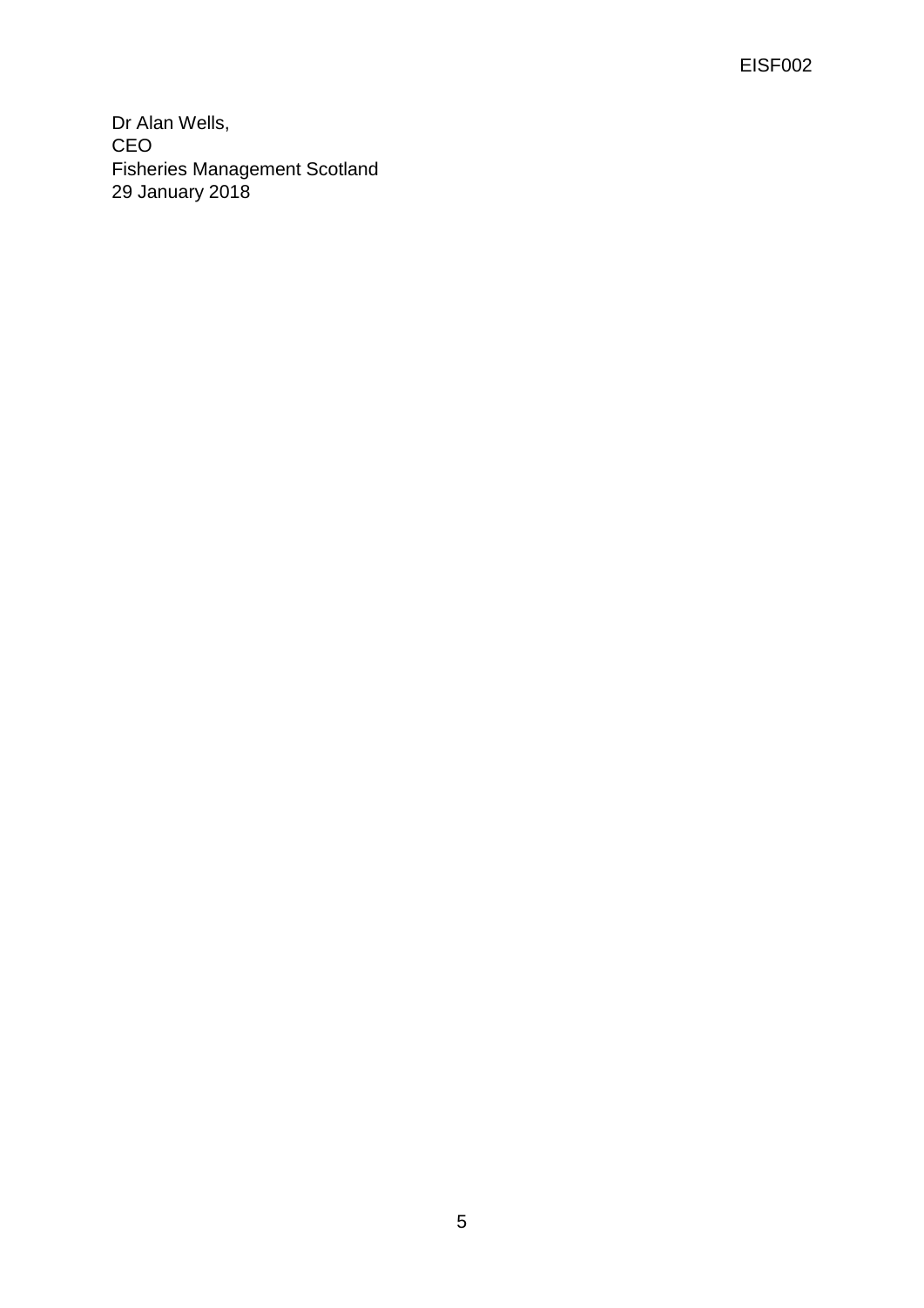Dr Alan Wells,
CEO
Fisheries Management Scotland
29 January 2018